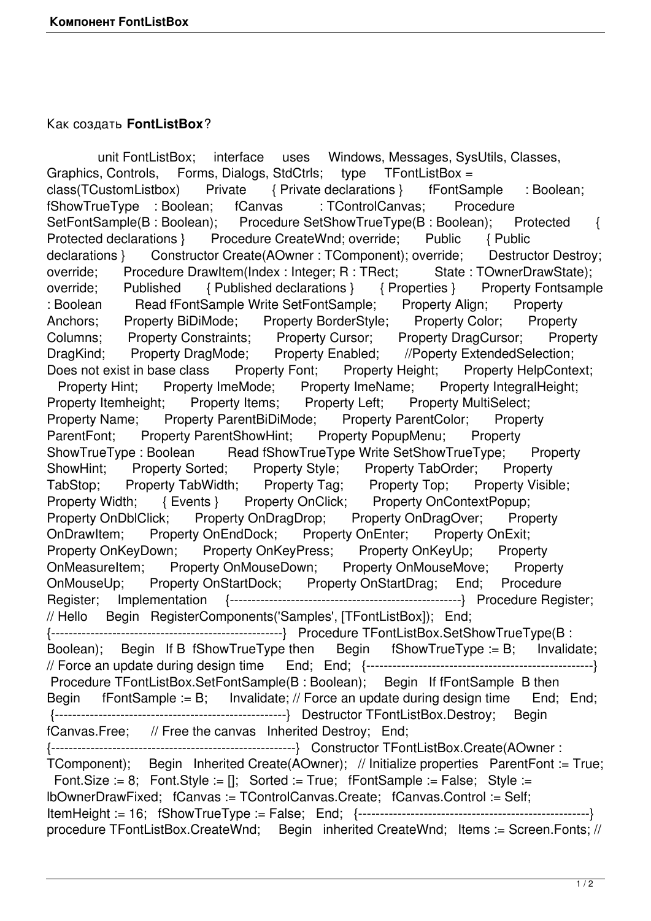Как создать **FontListBox**?

```
unit FontListBox;     interface     uses     Windows, Messages, SysUtils, Classes, Graphics, Controls,     Forms, Dialogs, StdCtrls;     type     TFontListBox = class(TCustomListbox)       Private       { Private declarations }       fFontSample       : Boolean; fShowTrueType    : Boolean;      fCanvas        : TControlCanvas;       Procedure SetFontSample(B : Boolean);      Procedure SetShowTrueType(B : Boolean);      Protected       { Protected declarations }       Procedure CreateWnd; override;       Public       { Public declarations }       Constructor Create(AOwner : TComponent); override;       Destructor Destroy; override;       Procedure DrawItem(Index : Integer; R : TRect;         State : TOwnerDrawState); override;       Published       { Published declarations }       { Properties }       Property Fontsample : Boolean        Read fFontSample Write SetFontSample;       Property Align;       Property Anchors;       Property BiDiMode;       Property BorderStyle;       Property Color;       Property Columns;       Property Constraints;       Property Cursor;       Property DragCursor;       Property DragKind;       Property DragMode;       Property Enabled;       //Poperty ExtendedSelection; Does not exist in base class       Property Font;       Property Height;       Property HelpContext;    Property Hint;       Property ImeMode;       Property ImeName;       Property IntegralHeight; Property Itemheight;       Property Items;       Property Left;       Property MultiSelect; Property Name;       Property ParentBiDiMode;       Property ParentColor;       Property ParentFont;       Property ParentShowHint;       Property PopupMenu;       Property ShowTrueType : Boolean        Read fShowTrueType Write SetShowTrueType;       Property ShowHint;       Property Sorted;       Property Style;       Property TabOrder;       Property TabStop;       Property TabWidth;       Property Tag;       Property Top;       Property Visible; Property Width;       { Events }       Property OnClick;       Property OnContextPopup; Property OnDblClick;       Property OnDragDrop;       Property OnDragOver;       Property OnDrawItem;       Property OnEndDock;       Property OnEnter;       Property OnExit; Property OnKeyDown;       Property OnKeyPress;       Property OnKeyUp;       Property OnMeasureItem;       Property OnMouseDown;       Property OnMouseMove;       Property OnMouseUp;       Property OnStartDock;       Property OnStartDrag;    End;    Procedure Register;    Implementation    {----------------------------------------------------}   Procedure Register; // Hello    Begin   RegisterComponents('Samples', [TFontListBox]);   End; {----------------------------------------------------}   Procedure TFontListBox.SetShowTrueType(B : Boolean);    Begin   If B  fShowTrueType then     Begin     fShowTrueType := B;     Invalidate; // Force an update during design time     End;   End;   {----------------------------------------------------}  Procedure TFontListBox.SetFontSample(B : Boolean);    Begin   If fFontSample  B then Begin     fFontSample := B;     Invalidate; // Force an update during design time     End;   End;  {----------------------------------------------------}   Destructor TFontListBox.Destroy;     Begin fCanvas.Free;     // Free the canvas   Inherited Destroy;   End; {-------------------------------------------------------}   Constructor TFontListBox.Create(AOwner : TComponent);    Begin   Inherited Create(AOwner);   // Initialize properties   ParentFont := True;   Font.Size := 8;   Font.Style := [];   Sorted := True;   fFontSample := False;   Style := lbOwnerDrawFixed;   fCanvas := TControlCanvas.Create;   fCanvas.Control := Self; ItemHeight := 16;   fShowTrueType := False;   End;   {----------------------------------------------------} procedure TFontListBox.CreateWnd;    Begin   inherited CreateWnd;   Items := Screen.Fonts; //
```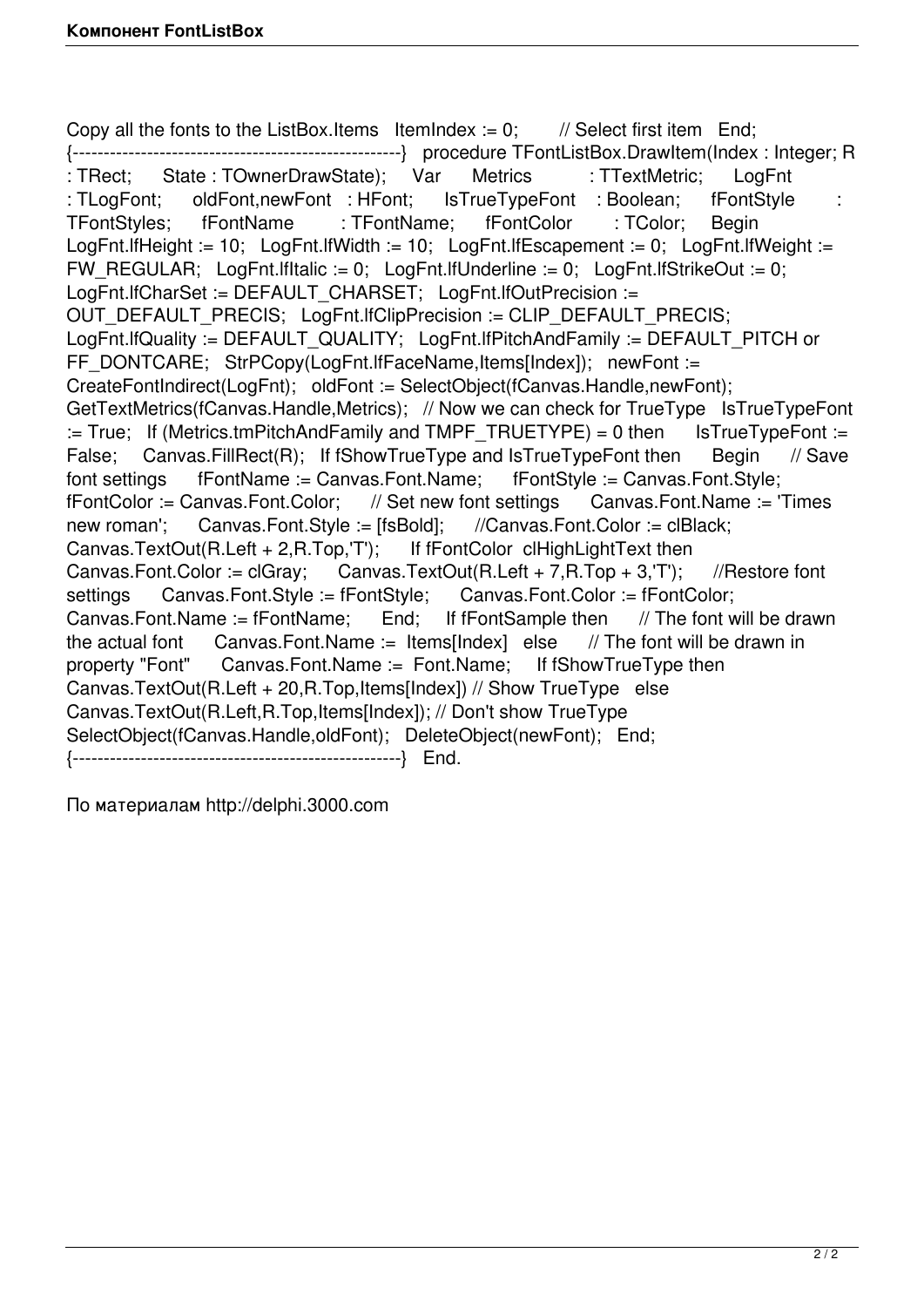Copy all the fonts to the ListBox.Items   ItemIndex := 0;      // Select first item   End;
{-----------------------------------------------------}   procedure TFontListBox.DrawItem(Index : Integer; R : TRect;    State : TOwnerDrawState);   Var    Metrics       : TTextMetric;    LogFnt : TLogFont;    oldFont,newFont  : HFont;    IsTrueTypeFont  : Boolean;    fFontStyle    : TFontStyles;    fFontName     : TFontName;    fFontColor     : TColor;   Begin   LogFnt.lfHeight := 10;   LogFnt.lfWidth := 10;   LogFnt.lfEscapement := 0;   LogFnt.lfWeight := FW_REGULAR;   LogFnt.lfItalic := 0;   LogFnt.lfUnderline := 0;   LogFnt.lfStrikeOut := 0;   LogFnt.lfCharSet := DEFAULT_CHARSET;   LogFnt.lfOutPrecision := OUT_DEFAULT_PRECIS;   LogFnt.lfClipPrecision := CLIP_DEFAULT_PRECIS;   LogFnt.lfQuality := DEFAULT_QUALITY;   LogFnt.lfPitchAndFamily := DEFAULT_PITCH or FF_DONTCARE;   StrPCopy(LogFnt.lfFaceName,Items[Index]);   newFont := CreateFontIndirect(LogFnt);   oldFont := SelectObject(fCanvas.Handle,newFont);   GetTextMetrics(fCanvas.Handle,Metrics);   // Now we can check for TrueType   IsTrueTypeFont := True;   If (Metrics.tmPitchAndFamily and TMPF_TRUETYPE) = 0 then      IsTrueTypeFont := False;    Canvas.FillRect(R);   If fShowTrueType and IsTrueTypeFont then      Begin      // Save font settings      fFontName := Canvas.Font.Name;      fFontStyle := Canvas.Font.Style;      fFontColor := Canvas.Font.Color;      // Set new font settings      Canvas.Font.Name := 'Times new roman';      Canvas.Font.Style := [fsBold];      //Canvas.Font.Color := clBlack;      Canvas.TextOut(R.Left + 2,R.Top,'T');      If fFontColor  clHighLightText then      Canvas.Font.Color := clGray;      Canvas.TextOut(R.Left + 7,R.Top + 3,'T');      //Restore font settings      Canvas.Font.Style := fFontStyle;      Canvas.Font.Color := fFontColor;      Canvas.Font.Name := fFontName;      End;    If fFontSample then      // The font will be drawn the actual font      Canvas.Font.Name :=  Items[Index]   else      // The font will be drawn in property "Font"      Canvas.Font.Name :=  Font.Name;    If fShowTrueType then      Canvas.TextOut(R.Left + 20,R.Top,Items[Index]) // Show TrueType   else      Canvas.TextOut(R.Left,R.Top,Items[Index]); // Don't show TrueType      SelectObject(fCanvas.Handle,oldFont);   DeleteObject(newFont);   End;
{-----------------------------------------------------}   End.

По материалам http://delphi.3000.com